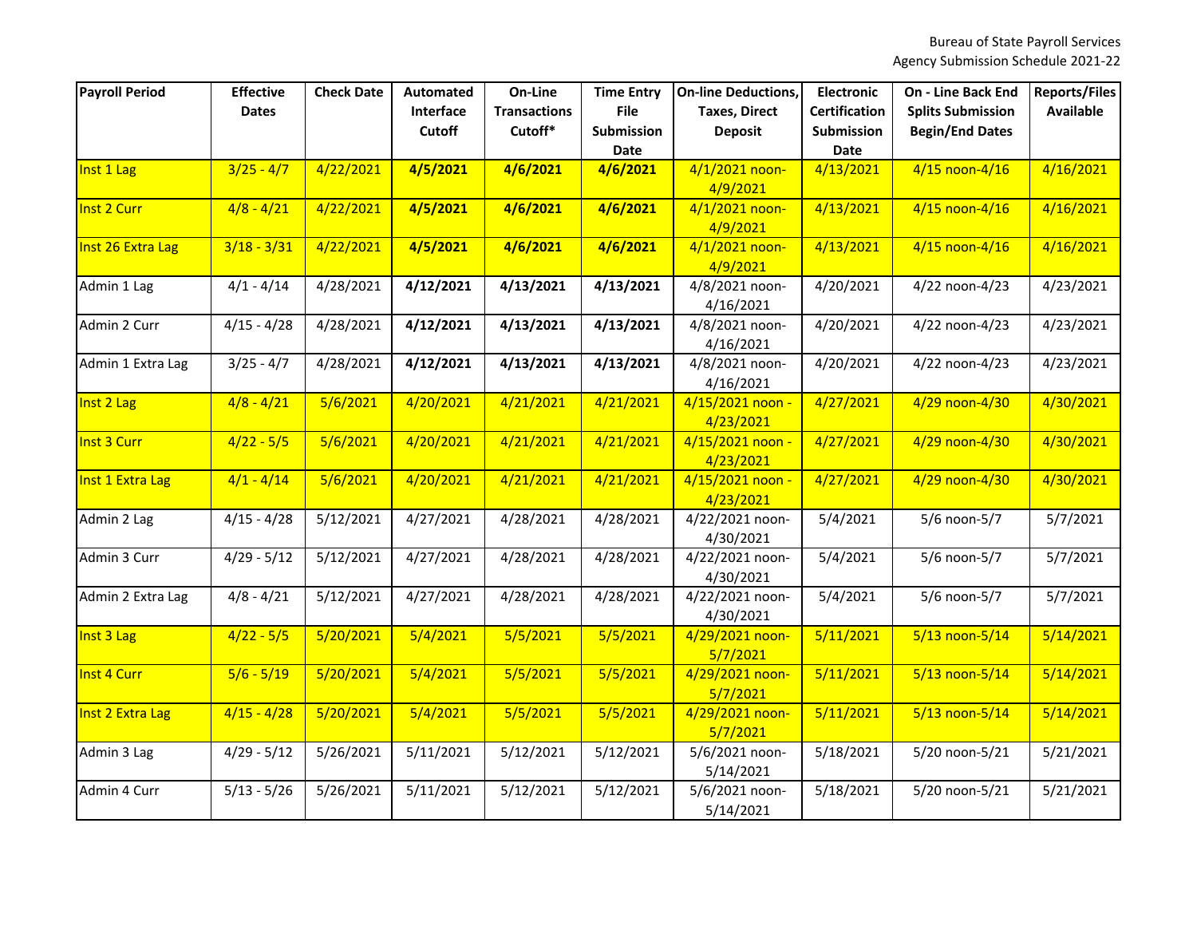Bureau of State Payroll Services
Agency Submission Schedule 2021-22

| Payroll Period | Effective Dates | Check Date | Automated Interface Cutoff | On-Line Transactions Cutoff* | Time Entry File Submission Date | On-line Deductions, Taxes, Direct Deposit | Electronic Certification Submission Date | On - Line Back End Splits Submission Begin/End Dates | Reports/Files Available |
|---|---|---|---|---|---|---|---|---|---|
| Inst 1 Lag | 3/25 - 4/7 | 4/22/2021 | **4/5/2021** | **4/6/2021** | **4/6/2021** | 4/1/2021 noon-4/9/2021 | 4/13/2021 | 4/15 noon-4/16 | 4/16/2021 |
| Inst 2 Curr | 4/8 - 4/21 | 4/22/2021 | **4/5/2021** | **4/6/2021** | **4/6/2021** | 4/1/2021 noon-4/9/2021 | 4/13/2021 | 4/15 noon-4/16 | 4/16/2021 |
| Inst 26 Extra Lag | 3/18 - 3/31 | 4/22/2021 | **4/5/2021** | **4/6/2021** | **4/6/2021** | 4/1/2021 noon-4/9/2021 | 4/13/2021 | 4/15 noon-4/16 | 4/16/2021 |
| Admin 1 Lag | 4/1 - 4/14 | 4/28/2021 | **4/12/2021** | **4/13/2021** | **4/13/2021** | 4/8/2021 noon-4/16/2021 | 4/20/2021 | 4/22 noon-4/23 | 4/23/2021 |
| Admin 2 Curr | 4/15 - 4/28 | 4/28/2021 | **4/12/2021** | **4/13/2021** | **4/13/2021** | 4/8/2021 noon-4/16/2021 | 4/20/2021 | 4/22 noon-4/23 | 4/23/2021 |
| Admin 1 Extra Lag | 3/25 - 4/7 | 4/28/2021 | **4/12/2021** | **4/13/2021** | **4/13/2021** | 4/8/2021 noon-4/16/2021 | 4/20/2021 | 4/22 noon-4/23 | 4/23/2021 |
| Inst 2 Lag | 4/8 - 4/21 | 5/6/2021 | 4/20/2021 | 4/21/2021 | 4/21/2021 | 4/15/2021 noon - 4/23/2021 | 4/27/2021 | 4/29 noon-4/30 | 4/30/2021 |
| Inst 3 Curr | 4/22 - 5/5 | 5/6/2021 | 4/20/2021 | 4/21/2021 | 4/21/2021 | 4/15/2021 noon - 4/23/2021 | 4/27/2021 | 4/29 noon-4/30 | 4/30/2021 |
| Inst 1 Extra Lag | 4/1 - 4/14 | 5/6/2021 | 4/20/2021 | 4/21/2021 | 4/21/2021 | 4/15/2021 noon - 4/23/2021 | 4/27/2021 | 4/29 noon-4/30 | 4/30/2021 |
| Admin 2 Lag | 4/15 - 4/28 | 5/12/2021 | 4/27/2021 | 4/28/2021 | 4/28/2021 | 4/22/2021 noon-4/30/2021 | 5/4/2021 | 5/6 noon-5/7 | 5/7/2021 |
| Admin 3 Curr | 4/29 - 5/12 | 5/12/2021 | 4/27/2021 | 4/28/2021 | 4/28/2021 | 4/22/2021 noon-4/30/2021 | 5/4/2021 | 5/6 noon-5/7 | 5/7/2021 |
| Admin 2 Extra Lag | 4/8 - 4/21 | 5/12/2021 | 4/27/2021 | 4/28/2021 | 4/28/2021 | 4/22/2021 noon-4/30/2021 | 5/4/2021 | 5/6 noon-5/7 | 5/7/2021 |
| Inst 3 Lag | 4/22 - 5/5 | 5/20/2021 | 5/4/2021 | 5/5/2021 | 5/5/2021 | 4/29/2021 noon-5/7/2021 | 5/11/2021 | 5/13 noon-5/14 | 5/14/2021 |
| Inst 4 Curr | 5/6 - 5/19 | 5/20/2021 | 5/4/2021 | 5/5/2021 | 5/5/2021 | 4/29/2021 noon-5/7/2021 | 5/11/2021 | 5/13 noon-5/14 | 5/14/2021 |
| Inst 2 Extra Lag | 4/15 - 4/28 | 5/20/2021 | 5/4/2021 | 5/5/2021 | 5/5/2021 | 4/29/2021 noon-5/7/2021 | 5/11/2021 | 5/13 noon-5/14 | 5/14/2021 |
| Admin 3 Lag | 4/29 - 5/12 | 5/26/2021 | 5/11/2021 | 5/12/2021 | 5/12/2021 | 5/6/2021 noon-5/14/2021 | 5/18/2021 | 5/20 noon-5/21 | 5/21/2021 |
| Admin 4 Curr | 5/13 - 5/26 | 5/26/2021 | 5/11/2021 | 5/12/2021 | 5/12/2021 | 5/6/2021 noon-5/14/2021 | 5/18/2021 | 5/20 noon-5/21 | 5/21/2021 |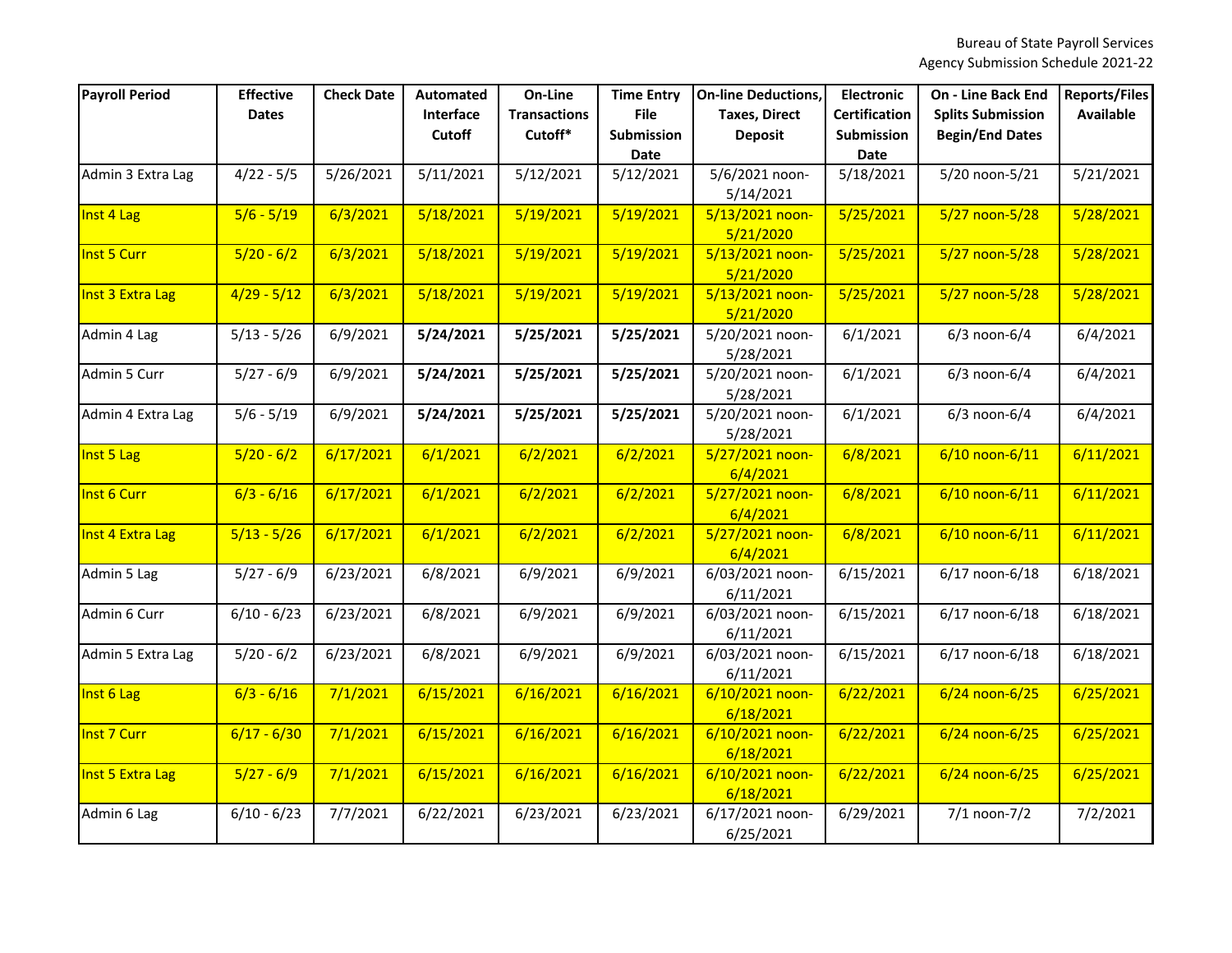Bureau of State Payroll Services
Agency Submission Schedule 2021-22

| Payroll Period | Effective Dates | Check Date | Automated Interface Cutoff | On-Line Transactions Cutoff* | Time Entry File Submission Date | On-line Deductions, Taxes, Direct Deposit | Electronic Certification Submission Date | On - Line Back End Splits Submission Begin/End Dates | Reports/Files Available |
|---|---|---|---|---|---|---|---|---|---|
| Admin 3 Extra Lag | 4/22 - 5/5 | 5/26/2021 | 5/11/2021 | 5/12/2021 | 5/12/2021 | 5/6/2021 noon-5/14/2021 | 5/18/2021 | 5/20 noon-5/21 | 5/21/2021 |
| Inst 4 Lag | 5/6 - 5/19 | 6/3/2021 | 5/18/2021 | 5/19/2021 | 5/19/2021 | 5/13/2021 noon-5/21/2020 | 5/25/2021 | 5/27 noon-5/28 | 5/28/2021 |
| Inst 5 Curr | 5/20 - 6/2 | 6/3/2021 | 5/18/2021 | 5/19/2021 | 5/19/2021 | 5/13/2021 noon-5/21/2020 | 5/25/2021 | 5/27 noon-5/28 | 5/28/2021 |
| Inst 3 Extra Lag | 4/29 - 5/12 | 6/3/2021 | 5/18/2021 | 5/19/2021 | 5/19/2021 | 5/13/2021 noon-5/21/2020 | 5/25/2021 | 5/27 noon-5/28 | 5/28/2021 |
| Admin 4 Lag | 5/13 - 5/26 | 6/9/2021 | **5/24/2021** | **5/25/2021** | **5/25/2021** | 5/20/2021 noon-5/28/2021 | 6/1/2021 | 6/3 noon-6/4 | 6/4/2021 |
| Admin 5 Curr | 5/27 - 6/9 | 6/9/2021 | **5/24/2021** | **5/25/2021** | **5/25/2021** | 5/20/2021 noon-5/28/2021 | 6/1/2021 | 6/3 noon-6/4 | 6/4/2021 |
| Admin 4 Extra Lag | 5/6 - 5/19 | 6/9/2021 | **5/24/2021** | **5/25/2021** | **5/25/2021** | 5/20/2021 noon-5/28/2021 | 6/1/2021 | 6/3 noon-6/4 | 6/4/2021 |
| Inst 5 Lag | 5/20 - 6/2 | 6/17/2021 | 6/1/2021 | 6/2/2021 | 6/2/2021 | 5/27/2021 noon-6/4/2021 | 6/8/2021 | 6/10 noon-6/11 | 6/11/2021 |
| Inst 6 Curr | 6/3 - 6/16 | 6/17/2021 | 6/1/2021 | 6/2/2021 | 6/2/2021 | 5/27/2021 noon-6/4/2021 | 6/8/2021 | 6/10 noon-6/11 | 6/11/2021 |
| Inst 4 Extra Lag | 5/13 - 5/26 | 6/17/2021 | 6/1/2021 | 6/2/2021 | 6/2/2021 | 5/27/2021 noon-6/4/2021 | 6/8/2021 | 6/10 noon-6/11 | 6/11/2021 |
| Admin 5 Lag | 5/27 - 6/9 | 6/23/2021 | 6/8/2021 | 6/9/2021 | 6/9/2021 | 6/03/2021 noon-6/11/2021 | 6/15/2021 | 6/17 noon-6/18 | 6/18/2021 |
| Admin 6 Curr | 6/10 - 6/23 | 6/23/2021 | 6/8/2021 | 6/9/2021 | 6/9/2021 | 6/03/2021 noon-6/11/2021 | 6/15/2021 | 6/17 noon-6/18 | 6/18/2021 |
| Admin 5 Extra Lag | 5/20 - 6/2 | 6/23/2021 | 6/8/2021 | 6/9/2021 | 6/9/2021 | 6/03/2021 noon-6/11/2021 | 6/15/2021 | 6/17 noon-6/18 | 6/18/2021 |
| Inst 6 Lag | 6/3 - 6/16 | 7/1/2021 | 6/15/2021 | 6/16/2021 | 6/16/2021 | 6/10/2021 noon-6/18/2021 | 6/22/2021 | 6/24 noon-6/25 | 6/25/2021 |
| Inst 7 Curr | 6/17 - 6/30 | 7/1/2021 | 6/15/2021 | 6/16/2021 | 6/16/2021 | 6/10/2021 noon-6/18/2021 | 6/22/2021 | 6/24 noon-6/25 | 6/25/2021 |
| Inst 5 Extra Lag | 5/27 - 6/9 | 7/1/2021 | 6/15/2021 | 6/16/2021 | 6/16/2021 | 6/10/2021 noon-6/18/2021 | 6/22/2021 | 6/24 noon-6/25 | 6/25/2021 |
| Admin 6 Lag | 6/10 - 6/23 | 7/7/2021 | 6/22/2021 | 6/23/2021 | 6/23/2021 | 6/17/2021 noon-6/25/2021 | 6/29/2021 | 7/1 noon-7/2 | 7/2/2021 |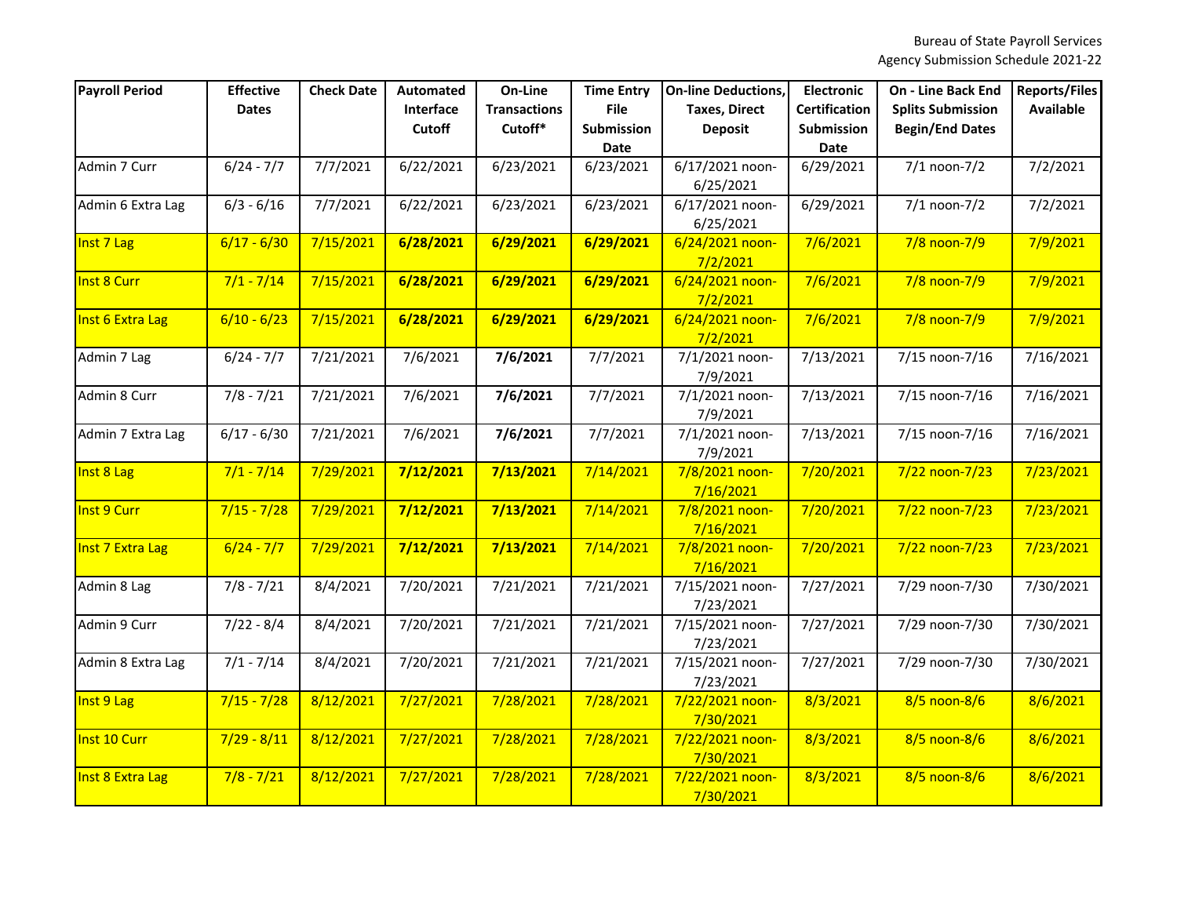Bureau of State Payroll Services
Agency Submission Schedule 2021-22

| Payroll Period | Effective Dates | Check Date | Automated Interface Cutoff | On-Line Transactions Cutoff* | Time Entry File Submission Date | On-line Deductions, Taxes, Direct Deposit | Electronic Certification Submission Date | On - Line Back End Splits Submission Begin/End Dates | Reports/Files Available |
|---|---|---|---|---|---|---|---|---|---|
| Admin 7 Curr | 6/24 - 7/7 | 7/7/2021 | 6/22/2021 | 6/23/2021 | 6/23/2021 | 6/17/2021 noon-6/25/2021 | 6/29/2021 | 7/1 noon-7/2 | 7/2/2021 |
| Admin 6 Extra Lag | 6/3 - 6/16 | 7/7/2021 | 6/22/2021 | 6/23/2021 | 6/23/2021 | 6/17/2021 noon-6/25/2021 | 6/29/2021 | 7/1 noon-7/2 | 7/2/2021 |
| Inst 7 Lag | 6/17 - 6/30 | 7/15/2021 | **6/28/2021** | **6/29/2021** | **6/29/2021** | 6/24/2021 noon-7/2/2021 | 7/6/2021 | 7/8 noon-7/9 | 7/9/2021 |
| Inst 8 Curr | 7/1 - 7/14 | 7/15/2021 | **6/28/2021** | **6/29/2021** | **6/29/2021** | 6/24/2021 noon-7/2/2021 | 7/6/2021 | 7/8 noon-7/9 | 7/9/2021 |
| Inst 6 Extra Lag | 6/10 - 6/23 | 7/15/2021 | **6/28/2021** | **6/29/2021** | **6/29/2021** | 6/24/2021 noon-7/2/2021 | 7/6/2021 | 7/8 noon-7/9 | 7/9/2021 |
| Admin 7 Lag | 6/24 - 7/7 | 7/21/2021 | 7/6/2021 | **7/6/2021** | 7/7/2021 | 7/1/2021 noon-7/9/2021 | 7/13/2021 | 7/15 noon-7/16 | 7/16/2021 |
| Admin 8 Curr | 7/8 - 7/21 | 7/21/2021 | 7/6/2021 | **7/6/2021** | 7/7/2021 | 7/1/2021 noon-7/9/2021 | 7/13/2021 | 7/15 noon-7/16 | 7/16/2021 |
| Admin 7 Extra Lag | 6/17 - 6/30 | 7/21/2021 | 7/6/2021 | **7/6/2021** | 7/7/2021 | 7/1/2021 noon-7/9/2021 | 7/13/2021 | 7/15 noon-7/16 | 7/16/2021 |
| Inst 8 Lag | 7/1 - 7/14 | 7/29/2021 | **7/12/2021** | **7/13/2021** | 7/14/2021 | 7/8/2021 noon-7/16/2021 | 7/20/2021 | 7/22 noon-7/23 | 7/23/2021 |
| Inst 9 Curr | 7/15 - 7/28 | 7/29/2021 | **7/12/2021** | **7/13/2021** | 7/14/2021 | 7/8/2021 noon-7/16/2021 | 7/20/2021 | 7/22 noon-7/23 | 7/23/2021 |
| Inst 7 Extra Lag | 6/24 - 7/7 | 7/29/2021 | **7/12/2021** | **7/13/2021** | 7/14/2021 | 7/8/2021 noon-7/16/2021 | 7/20/2021 | 7/22 noon-7/23 | 7/23/2021 |
| Admin 8 Lag | 7/8 - 7/21 | 8/4/2021 | 7/20/2021 | 7/21/2021 | 7/21/2021 | 7/15/2021 noon-7/23/2021 | 7/27/2021 | 7/29 noon-7/30 | 7/30/2021 |
| Admin 9 Curr | 7/22 - 8/4 | 8/4/2021 | 7/20/2021 | 7/21/2021 | 7/21/2021 | 7/15/2021 noon-7/23/2021 | 7/27/2021 | 7/29 noon-7/30 | 7/30/2021 |
| Admin 8 Extra Lag | 7/1 - 7/14 | 8/4/2021 | 7/20/2021 | 7/21/2021 | 7/21/2021 | 7/15/2021 noon-7/23/2021 | 7/27/2021 | 7/29 noon-7/30 | 7/30/2021 |
| Inst 9 Lag | 7/15 - 7/28 | 8/12/2021 | 7/27/2021 | 7/28/2021 | 7/28/2021 | 7/22/2021 noon-7/30/2021 | 8/3/2021 | 8/5 noon-8/6 | 8/6/2021 |
| Inst 10 Curr | 7/29 - 8/11 | 8/12/2021 | 7/27/2021 | 7/28/2021 | 7/28/2021 | 7/22/2021 noon-7/30/2021 | 8/3/2021 | 8/5 noon-8/6 | 8/6/2021 |
| Inst 8 Extra Lag | 7/8 - 7/21 | 8/12/2021 | 7/27/2021 | 7/28/2021 | 7/28/2021 | 7/22/2021 noon-7/30/2021 | 8/3/2021 | 8/5 noon-8/6 | 8/6/2021 |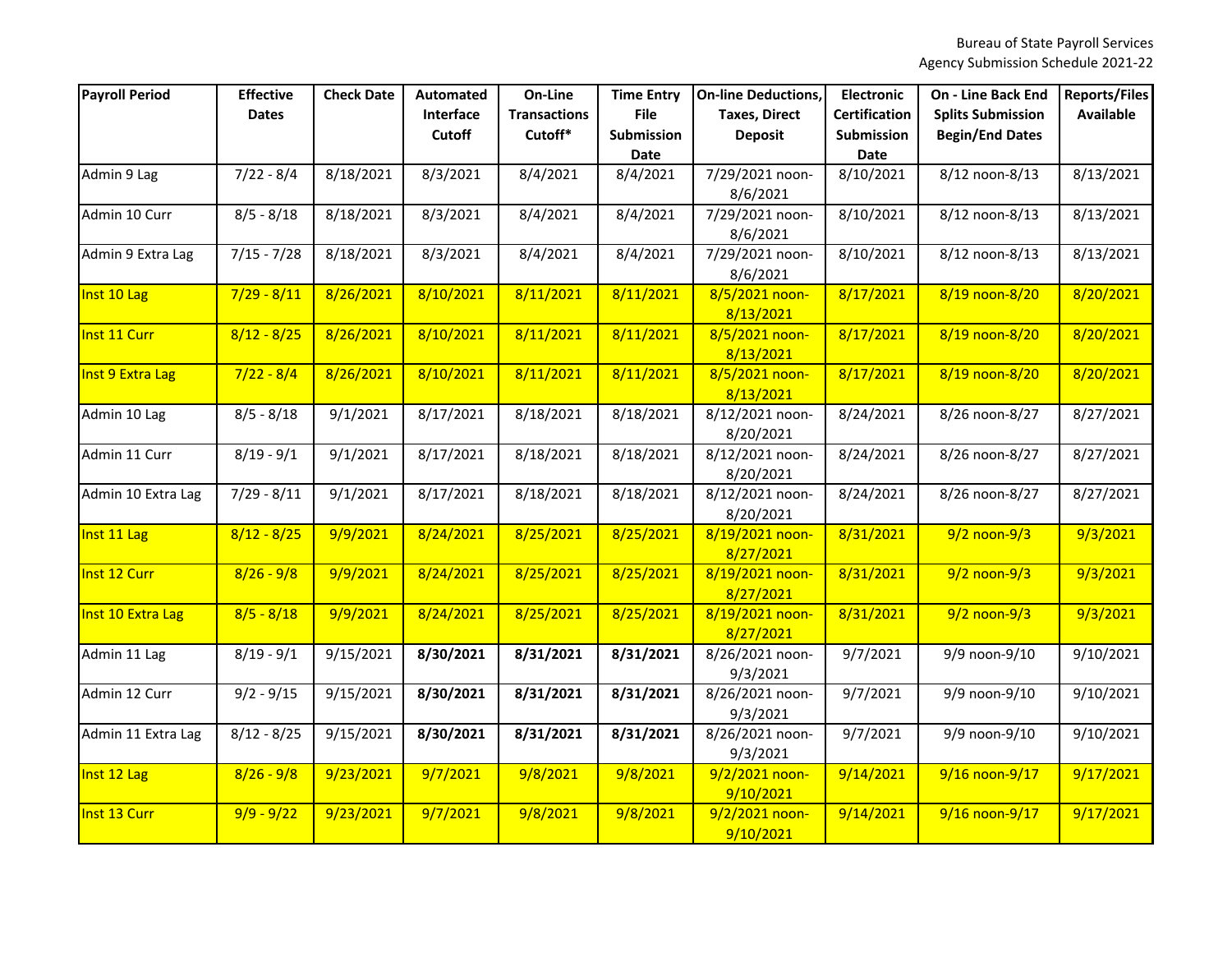Bureau of State Payroll Services
Agency Submission Schedule 2021-22

| Payroll Period | Effective Dates | Check Date | Automated Interface Cutoff | On-Line Transactions Cutoff* | Time Entry File Submission Date | On-line Deductions, Taxes, Direct Deposit | Electronic Certification Submission Date | On - Line Back End Splits Submission Begin/End Dates | Reports/Files Available |
|---|---|---|---|---|---|---|---|---|---|
| Admin 9 Lag | 7/22 - 8/4 | 8/18/2021 | 8/3/2021 | 8/4/2021 | 8/4/2021 | 7/29/2021 noon-8/6/2021 | 8/10/2021 | 8/12 noon-8/13 | 8/13/2021 |
| Admin 10 Curr | 8/5 - 8/18 | 8/18/2021 | 8/3/2021 | 8/4/2021 | 8/4/2021 | 7/29/2021 noon-8/6/2021 | 8/10/2021 | 8/12 noon-8/13 | 8/13/2021 |
| Admin 9 Extra Lag | 7/15 - 7/28 | 8/18/2021 | 8/3/2021 | 8/4/2021 | 8/4/2021 | 7/29/2021 noon-8/6/2021 | 8/10/2021 | 8/12 noon-8/13 | 8/13/2021 |
| Inst 10 Lag | 7/29 - 8/11 | 8/26/2021 | 8/10/2021 | 8/11/2021 | 8/11/2021 | 8/5/2021 noon-8/13/2021 | 8/17/2021 | 8/19 noon-8/20 | 8/20/2021 |
| Inst 11 Curr | 8/12 - 8/25 | 8/26/2021 | 8/10/2021 | 8/11/2021 | 8/11/2021 | 8/5/2021 noon-8/13/2021 | 8/17/2021 | 8/19 noon-8/20 | 8/20/2021 |
| Inst 9 Extra Lag | 7/22 - 8/4 | 8/26/2021 | 8/10/2021 | 8/11/2021 | 8/11/2021 | 8/5/2021 noon-8/13/2021 | 8/17/2021 | 8/19 noon-8/20 | 8/20/2021 |
| Admin 10 Lag | 8/5 - 8/18 | 9/1/2021 | 8/17/2021 | 8/18/2021 | 8/18/2021 | 8/12/2021 noon-8/20/2021 | 8/24/2021 | 8/26 noon-8/27 | 8/27/2021 |
| Admin 11 Curr | 8/19 - 9/1 | 9/1/2021 | 8/17/2021 | 8/18/2021 | 8/18/2021 | 8/12/2021 noon-8/20/2021 | 8/24/2021 | 8/26 noon-8/27 | 8/27/2021 |
| Admin 10 Extra Lag | 7/29 - 8/11 | 9/1/2021 | 8/17/2021 | 8/18/2021 | 8/18/2021 | 8/12/2021 noon-8/20/2021 | 8/24/2021 | 8/26 noon-8/27 | 8/27/2021 |
| Inst 11 Lag | 8/12 - 8/25 | 9/9/2021 | 8/24/2021 | 8/25/2021 | 8/25/2021 | 8/19/2021 noon-8/27/2021 | 8/31/2021 | 9/2 noon-9/3 | 9/3/2021 |
| Inst 12 Curr | 8/26 - 9/8 | 9/9/2021 | 8/24/2021 | 8/25/2021 | 8/25/2021 | 8/19/2021 noon-8/27/2021 | 8/31/2021 | 9/2 noon-9/3 | 9/3/2021 |
| Inst 10 Extra Lag | 8/5 - 8/18 | 9/9/2021 | 8/24/2021 | 8/25/2021 | 8/25/2021 | 8/19/2021 noon-8/27/2021 | 8/31/2021 | 9/2 noon-9/3 | 9/3/2021 |
| Admin 11 Lag | 8/19 - 9/1 | 9/15/2021 | **8/30/2021** | **8/31/2021** | **8/31/2021** | 8/26/2021 noon-9/3/2021 | 9/7/2021 | 9/9 noon-9/10 | 9/10/2021 |
| Admin 12 Curr | 9/2 - 9/15 | 9/15/2021 | **8/30/2021** | **8/31/2021** | **8/31/2021** | 8/26/2021 noon-9/3/2021 | 9/7/2021 | 9/9 noon-9/10 | 9/10/2021 |
| Admin 11 Extra Lag | 8/12 - 8/25 | 9/15/2021 | **8/30/2021** | **8/31/2021** | **8/31/2021** | 8/26/2021 noon-9/3/2021 | 9/7/2021 | 9/9 noon-9/10 | 9/10/2021 |
| Inst 12 Lag | 8/26 - 9/8 | 9/23/2021 | 9/7/2021 | 9/8/2021 | 9/8/2021 | 9/2/2021 noon-9/10/2021 | 9/14/2021 | 9/16 noon-9/17 | 9/17/2021 |
| Inst 13 Curr | 9/9 - 9/22 | 9/23/2021 | 9/7/2021 | 9/8/2021 | 9/8/2021 | 9/2/2021 noon-9/10/2021 | 9/14/2021 | 9/16 noon-9/17 | 9/17/2021 |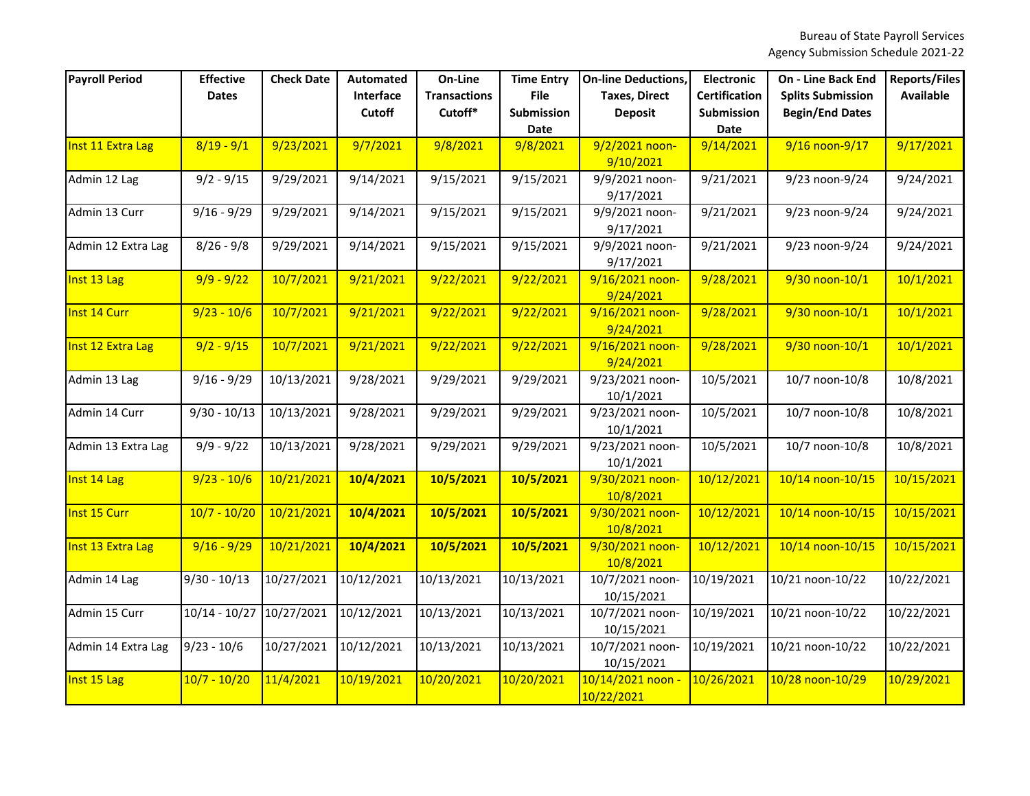Bureau of State Payroll Services
Agency Submission Schedule 2021-22

| Payroll Period | Effective Dates | Check Date | Automated Interface Cutoff | On-Line Transactions Cutoff* | Time Entry File Submission Date | On-line Deductions, Taxes, Direct Deposit | Electronic Certification Submission Date | On - Line Back End Splits Submission Begin/End Dates | Reports/Files Available |
|---|---|---|---|---|---|---|---|---|---|
| Inst 11 Extra Lag | 8/19 - 9/1 | 9/23/2021 | 9/7/2021 | 9/8/2021 | 9/8/2021 | 9/2/2021 noon-9/10/2021 | 9/14/2021 | 9/16 noon-9/17 | 9/17/2021 |
| Admin 12 Lag | 9/2 - 9/15 | 9/29/2021 | 9/14/2021 | 9/15/2021 | 9/15/2021 | 9/9/2021 noon-9/17/2021 | 9/21/2021 | 9/23 noon-9/24 | 9/24/2021 |
| Admin 13 Curr | 9/16 - 9/29 | 9/29/2021 | 9/14/2021 | 9/15/2021 | 9/15/2021 | 9/9/2021 noon-9/17/2021 | 9/21/2021 | 9/23 noon-9/24 | 9/24/2021 |
| Admin 12 Extra Lag | 8/26 - 9/8 | 9/29/2021 | 9/14/2021 | 9/15/2021 | 9/15/2021 | 9/9/2021 noon-9/17/2021 | 9/21/2021 | 9/23 noon-9/24 | 9/24/2021 |
| Inst 13 Lag | 9/9 - 9/22 | 10/7/2021 | 9/21/2021 | 9/22/2021 | 9/22/2021 | 9/16/2021 noon-9/24/2021 | 9/28/2021 | 9/30 noon-10/1 | 10/1/2021 |
| Inst 14 Curr | 9/23 - 10/6 | 10/7/2021 | 9/21/2021 | 9/22/2021 | 9/22/2021 | 9/16/2021 noon-9/24/2021 | 9/28/2021 | 9/30 noon-10/1 | 10/1/2021 |
| Inst 12 Extra Lag | 9/2 - 9/15 | 10/7/2021 | 9/21/2021 | 9/22/2021 | 9/22/2021 | 9/16/2021 noon-9/24/2021 | 9/28/2021 | 9/30 noon-10/1 | 10/1/2021 |
| Admin 13 Lag | 9/16 - 9/29 | 10/13/2021 | 9/28/2021 | 9/29/2021 | 9/29/2021 | 9/23/2021 noon-10/1/2021 | 10/5/2021 | 10/7 noon-10/8 | 10/8/2021 |
| Admin 14 Curr | 9/30 - 10/13 | 10/13/2021 | 9/28/2021 | 9/29/2021 | 9/29/2021 | 9/23/2021 noon-10/1/2021 | 10/5/2021 | 10/7 noon-10/8 | 10/8/2021 |
| Admin 13 Extra Lag | 9/9 - 9/22 | 10/13/2021 | 9/28/2021 | 9/29/2021 | 9/29/2021 | 9/23/2021 noon-10/1/2021 | 10/5/2021 | 10/7 noon-10/8 | 10/8/2021 |
| Inst 14 Lag | 9/23 - 10/6 | 10/21/2021 | **10/4/2021** | **10/5/2021** | **10/5/2021** | 9/30/2021 noon-10/8/2021 | 10/12/2021 | 10/14 noon-10/15 | 10/15/2021 |
| Inst 15 Curr | 10/7 - 10/20 | 10/21/2021 | **10/4/2021** | **10/5/2021** | **10/5/2021** | 9/30/2021 noon-10/8/2021 | 10/12/2021 | 10/14 noon-10/15 | 10/15/2021 |
| Inst 13 Extra Lag | 9/16 - 9/29 | 10/21/2021 | **10/4/2021** | **10/5/2021** | **10/5/2021** | 9/30/2021 noon-10/8/2021 | 10/12/2021 | 10/14 noon-10/15 | 10/15/2021 |
| Admin 14 Lag | 9/30 - 10/13 | 10/27/2021 | 10/12/2021 | 10/13/2021 | 10/13/2021 | 10/7/2021 noon-10/15/2021 | 10/19/2021 | 10/21 noon-10/22 | 10/22/2021 |
| Admin 15 Curr | 10/14 - 10/27 | 10/27/2021 | 10/12/2021 | 10/13/2021 | 10/13/2021 | 10/7/2021 noon-10/15/2021 | 10/19/2021 | 10/21 noon-10/22 | 10/22/2021 |
| Admin 14 Extra Lag | 9/23 - 10/6 | 10/27/2021 | 10/12/2021 | 10/13/2021 | 10/13/2021 | 10/7/2021 noon-10/15/2021 | 10/19/2021 | 10/21 noon-10/22 | 10/22/2021 |
| Inst 15 Lag | 10/7 - 10/20 | 11/4/2021 | 10/19/2021 | 10/20/2021 | 10/20/2021 | 10/14/2021 noon - 10/22/2021 | 10/26/2021 | 10/28 noon-10/29 | 10/29/2021 |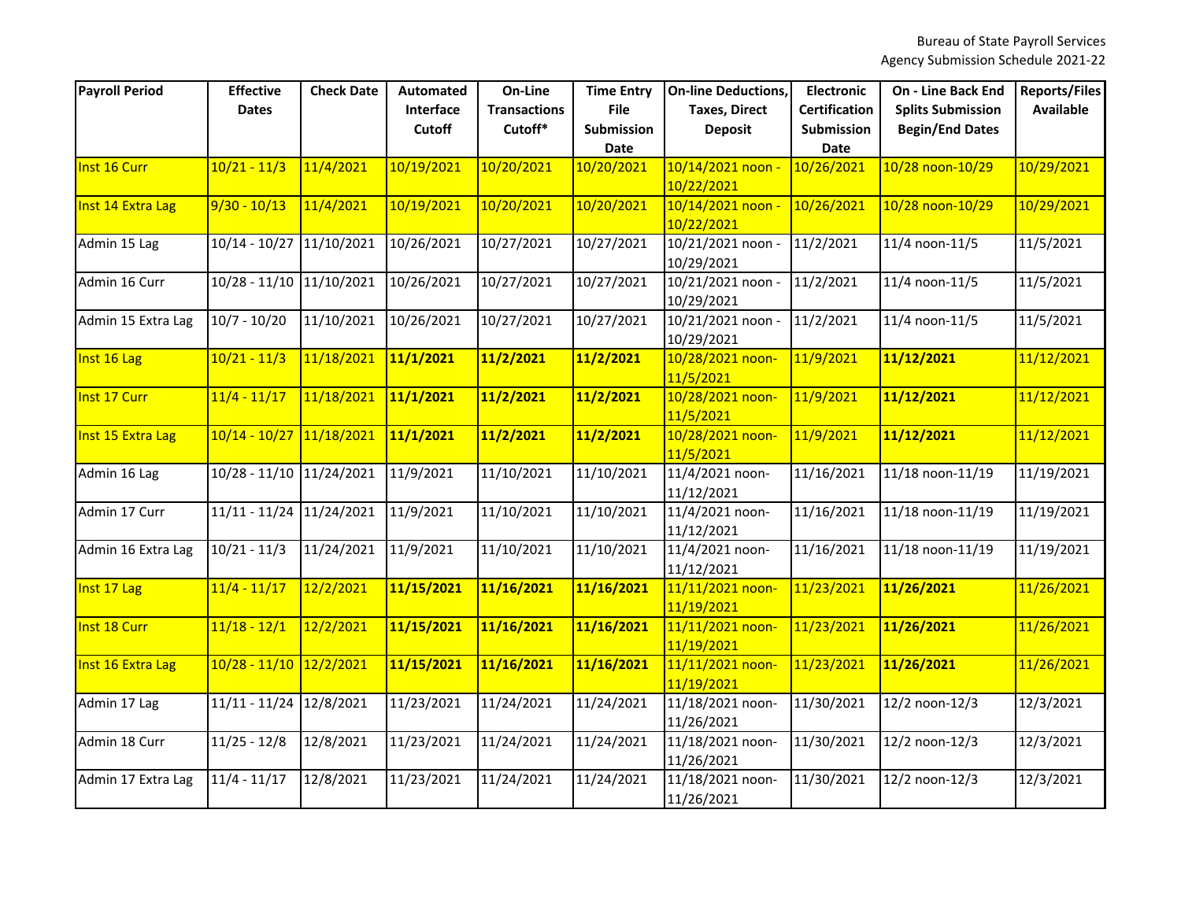| Payroll Period | Effective Dates | Check Date | Automated Interface Cutoff | On-Line Transactions Cutoff* | Time Entry File Submission Date | On-line Deductions, Taxes, Direct Deposit | Electronic Certification Submission Date | On - Line Back End Splits Submission Begin/End Dates | Reports/Files Available |
|---|---|---|---|---|---|---|---|---|---|
| Inst 16 Curr | 10/21 - 11/3 | 11/4/2021 | 10/19/2021 | 10/20/2021 | 10/20/2021 | 10/14/2021 noon - 10/22/2021 | 10/26/2021 | 10/28 noon-10/29 | 10/29/2021 |
| Inst 14 Extra Lag | 9/30 - 10/13 | 11/4/2021 | 10/19/2021 | 10/20/2021 | 10/20/2021 | 10/14/2021 noon - 10/22/2021 | 10/26/2021 | 10/28 noon-10/29 | 10/29/2021 |
| Admin 15 Lag | 10/14 - 10/27 | 11/10/2021 | 10/26/2021 | 10/27/2021 | 10/27/2021 | 10/21/2021 noon - 10/29/2021 | 11/2/2021 | 11/4 noon-11/5 | 11/5/2021 |
| Admin 16 Curr | 10/28 - 11/10 | 11/10/2021 | 10/26/2021 | 10/27/2021 | 10/27/2021 | 10/21/2021 noon - 10/29/2021 | 11/2/2021 | 11/4 noon-11/5 | 11/5/2021 |
| Admin 15 Extra Lag | 10/7 - 10/20 | 11/10/2021 | 10/26/2021 | 10/27/2021 | 10/27/2021 | 10/21/2021 noon - 10/29/2021 | 11/2/2021 | 11/4 noon-11/5 | 11/5/2021 |
| Inst 16 Lag | 10/21 - 11/3 | 11/18/2021 | **11/1/2021** | **11/2/2021** | **11/2/2021** | 10/28/2021 noon-11/5/2021 | 11/9/2021 | **11/12/2021** | 11/12/2021 |
| Inst 17 Curr | 11/4 - 11/17 | 11/18/2021 | **11/1/2021** | **11/2/2021** | **11/2/2021** | 10/28/2021 noon-11/5/2021 | 11/9/2021 | **11/12/2021** | 11/12/2021 |
| Inst 15 Extra Lag | 10/14 - 10/27 | 11/18/2021 | **11/1/2021** | **11/2/2021** | **11/2/2021** | 10/28/2021 noon-11/5/2021 | 11/9/2021 | **11/12/2021** | 11/12/2021 |
| Admin 16 Lag | 10/28 - 11/10 | 11/24/2021 | 11/9/2021 | 11/10/2021 | 11/10/2021 | 11/4/2021 noon-11/12/2021 | 11/16/2021 | 11/18 noon-11/19 | 11/19/2021 |
| Admin 17 Curr | 11/11 - 11/24 | 11/24/2021 | 11/9/2021 | 11/10/2021 | 11/10/2021 | 11/4/2021 noon-11/12/2021 | 11/16/2021 | 11/18 noon-11/19 | 11/19/2021 |
| Admin 16 Extra Lag | 10/21 - 11/3 | 11/24/2021 | 11/9/2021 | 11/10/2021 | 11/10/2021 | 11/4/2021 noon-11/12/2021 | 11/16/2021 | 11/18 noon-11/19 | 11/19/2021 |
| Inst 17 Lag | 11/4 - 11/17 | 12/2/2021 | **11/15/2021** | **11/16/2021** | **11/16/2021** | 11/11/2021 noon-11/19/2021 | 11/23/2021 | **11/26/2021** | 11/26/2021 |
| Inst 18 Curr | 11/18 - 12/1 | 12/2/2021 | **11/15/2021** | **11/16/2021** | **11/16/2021** | 11/11/2021 noon-11/19/2021 | 11/23/2021 | **11/26/2021** | 11/26/2021 |
| Inst 16 Extra Lag | 10/28 - 11/10 | 12/2/2021 | **11/15/2021** | **11/16/2021** | **11/16/2021** | 11/11/2021 noon-11/19/2021 | 11/23/2021 | **11/26/2021** | 11/26/2021 |
| Admin 17 Lag | 11/11 - 11/24 | 12/8/2021 | 11/23/2021 | 11/24/2021 | 11/24/2021 | 11/18/2021 noon-11/26/2021 | 11/30/2021 | 12/2 noon-12/3 | 12/3/2021 |
| Admin 18 Curr | 11/25 - 12/8 | 12/8/2021 | 11/23/2021 | 11/24/2021 | 11/24/2021 | 11/18/2021 noon-11/26/2021 | 11/30/2021 | 12/2 noon-12/3 | 12/3/2021 |
| Admin 17 Extra Lag | 11/4 - 11/17 | 12/8/2021 | 11/23/2021 | 11/24/2021 | 11/24/2021 | 11/18/2021 noon-11/26/2021 | 11/30/2021 | 12/2 noon-12/3 | 12/3/2021 |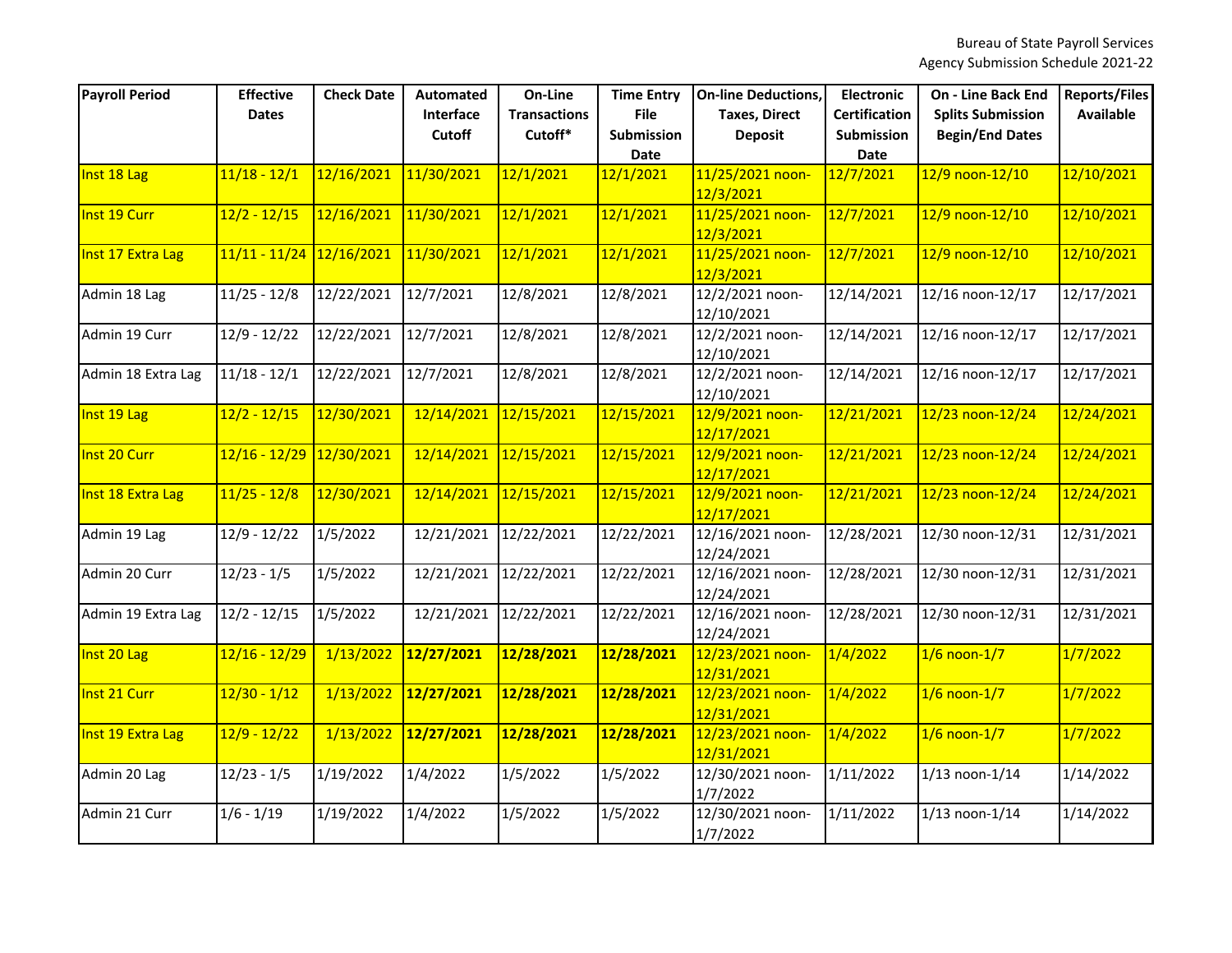Bureau of State Payroll Services
Agency Submission Schedule 2021-22

| Payroll Period | Effective Dates | Check Date | Automated Interface Cutoff | On-Line Transactions Cutoff* | Time Entry File Submission Date | On-line Deductions, Taxes, Direct Deposit | Electronic Certification Submission Date | On - Line Back End Splits Submission Begin/End Dates | Reports/Files Available |
|---|---|---|---|---|---|---|---|---|---|
| Inst 18 Lag | 11/18 - 12/1 | 12/16/2021 | 11/30/2021 | 12/1/2021 | 12/1/2021 | 11/25/2021 noon-12/3/2021 | 12/7/2021 | 12/9 noon-12/10 | 12/10/2021 |
| Inst 19 Curr | 12/2 - 12/15 | 12/16/2021 | 11/30/2021 | 12/1/2021 | 12/1/2021 | 11/25/2021 noon-12/3/2021 | 12/7/2021 | 12/9 noon-12/10 | 12/10/2021 |
| Inst 17 Extra Lag | 11/11 - 11/24 | 12/16/2021 | 11/30/2021 | 12/1/2021 | 12/1/2021 | 11/25/2021 noon-12/3/2021 | 12/7/2021 | 12/9 noon-12/10 | 12/10/2021 |
| Admin 18 Lag | 11/25 - 12/8 | 12/22/2021 | 12/7/2021 | 12/8/2021 | 12/8/2021 | 12/2/2021 noon-12/10/2021 | 12/14/2021 | 12/16 noon-12/17 | 12/17/2021 |
| Admin 19 Curr | 12/9 - 12/22 | 12/22/2021 | 12/7/2021 | 12/8/2021 | 12/8/2021 | 12/2/2021 noon-12/10/2021 | 12/14/2021 | 12/16 noon-12/17 | 12/17/2021 |
| Admin 18 Extra Lag | 11/18 - 12/1 | 12/22/2021 | 12/7/2021 | 12/8/2021 | 12/8/2021 | 12/2/2021 noon-12/10/2021 | 12/14/2021 | 12/16 noon-12/17 | 12/17/2021 |
| Inst 19 Lag | 12/2 - 12/15 | 12/30/2021 | 12/14/2021 | 12/15/2021 | 12/15/2021 | 12/9/2021 noon-12/17/2021 | 12/21/2021 | 12/23 noon-12/24 | 12/24/2021 |
| Inst 20 Curr | 12/16 - 12/29 | 12/30/2021 | 12/14/2021 | 12/15/2021 | 12/15/2021 | 12/9/2021 noon-12/17/2021 | 12/21/2021 | 12/23 noon-12/24 | 12/24/2021 |
| Inst 18 Extra Lag | 11/25 - 12/8 | 12/30/2021 | 12/14/2021 | 12/15/2021 | 12/15/2021 | 12/9/2021 noon-12/17/2021 | 12/21/2021 | 12/23 noon-12/24 | 12/24/2021 |
| Admin 19 Lag | 12/9 - 12/22 | 1/5/2022 | 12/21/2021 | 12/22/2021 | 12/22/2021 | 12/16/2021 noon-12/24/2021 | 12/28/2021 | 12/30 noon-12/31 | 12/31/2021 |
| Admin 20 Curr | 12/23 - 1/5 | 1/5/2022 | 12/21/2021 | 12/22/2021 | 12/22/2021 | 12/16/2021 noon-12/24/2021 | 12/28/2021 | 12/30 noon-12/31 | 12/31/2021 |
| Admin 19 Extra Lag | 12/2 - 12/15 | 1/5/2022 | 12/21/2021 | 12/22/2021 | 12/22/2021 | 12/16/2021 noon-12/24/2021 | 12/28/2021 | 12/30 noon-12/31 | 12/31/2021 |
| Inst 20 Lag | 12/16 - 12/29 | 1/13/2022 | **12/27/2021** | **12/28/2021** | **12/28/2021** | 12/23/2021 noon-12/31/2021 | 1/4/2022 | 1/6 noon-1/7 | 1/7/2022 |
| Inst 21 Curr | 12/30 - 1/12 | 1/13/2022 | **12/27/2021** | **12/28/2021** | **12/28/2021** | 12/23/2021 noon-12/31/2021 | 1/4/2022 | 1/6 noon-1/7 | 1/7/2022 |
| Inst 19 Extra Lag | 12/9 - 12/22 | 1/13/2022 | **12/27/2021** | **12/28/2021** | **12/28/2021** | 12/23/2021 noon-12/31/2021 | 1/4/2022 | 1/6 noon-1/7 | 1/7/2022 |
| Admin 20 Lag | 12/23 - 1/5 | 1/19/2022 | 1/4/2022 | 1/5/2022 | 1/5/2022 | 12/30/2021 noon-1/7/2022 | 1/11/2022 | 1/13 noon-1/14 | 1/14/2022 |
| Admin 21 Curr | 1/6 - 1/19 | 1/19/2022 | 1/4/2022 | 1/5/2022 | 1/5/2022 | 12/30/2021 noon-1/7/2022 | 1/11/2022 | 1/13 noon-1/14 | 1/14/2022 |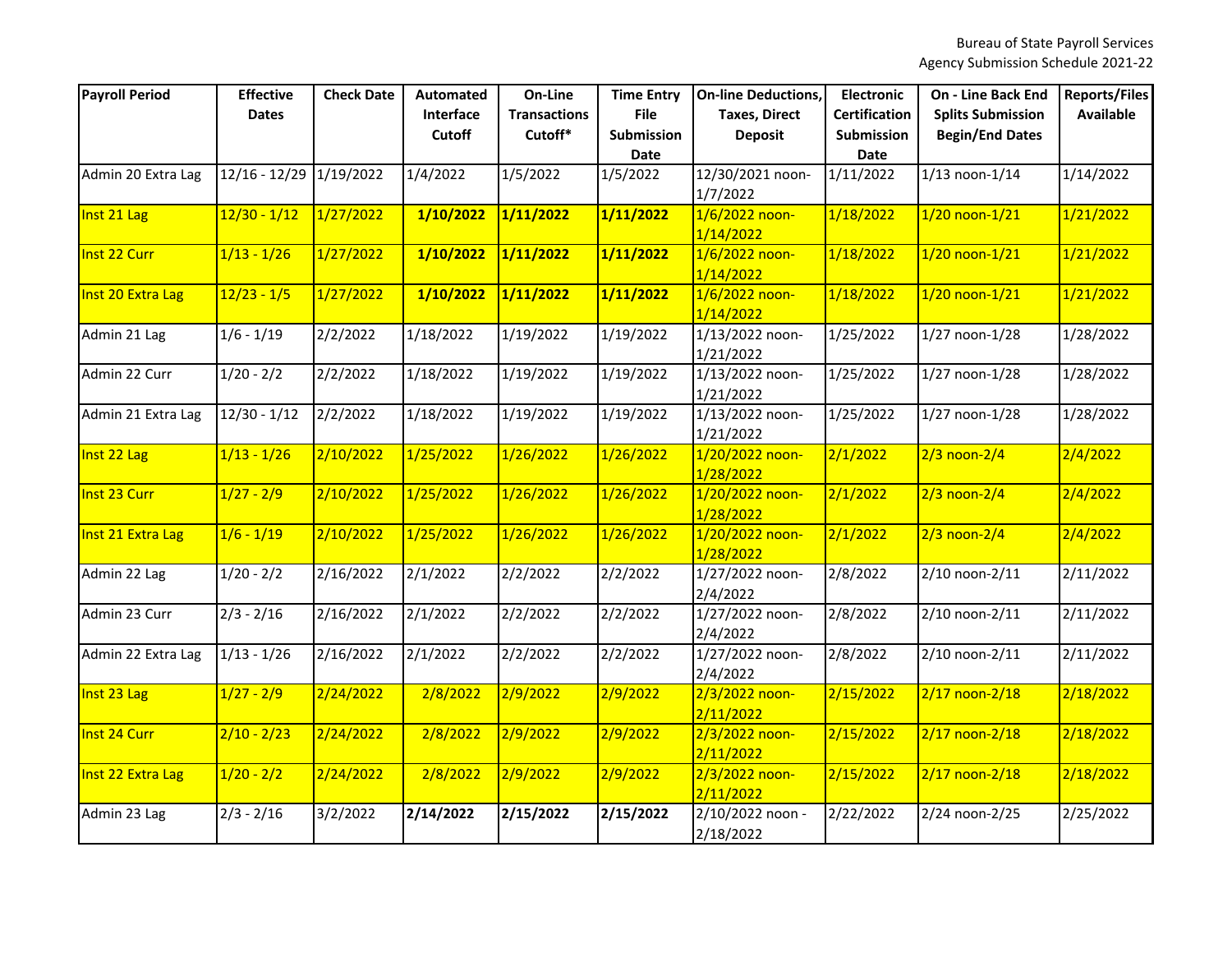| Payroll Period | Effective Dates | Check Date | Automated Interface Cutoff | On-Line Transactions Cutoff* | Time Entry File Submission Date | On-line Deductions, Taxes, Direct Deposit | Electronic Certification Submission Date | On - Line Back End Splits Submission Begin/End Dates | Reports/Files Available |
|---|---|---|---|---|---|---|---|---|---|
| Admin 20 Extra Lag | 12/16 - 12/29 | 1/19/2022 | 1/4/2022 | 1/5/2022 | 1/5/2022 | 12/30/2021 noon-1/7/2022 | 1/11/2022 | 1/13 noon-1/14 | 1/14/2022 |
| Inst 21 Lag | 12/30 - 1/12 | 1/27/2022 | **1/10/2022** | **1/11/2022** | **1/11/2022** | 1/6/2022 noon-1/14/2022 | 1/18/2022 | 1/20 noon-1/21 | 1/21/2022 |
| Inst 22 Curr | 1/13 - 1/26 | 1/27/2022 | **1/10/2022** | **1/11/2022** | **1/11/2022** | 1/6/2022 noon-1/14/2022 | 1/18/2022 | 1/20 noon-1/21 | 1/21/2022 |
| Inst 20 Extra Lag | 12/23 - 1/5 | 1/27/2022 | **1/10/2022** | **1/11/2022** | **1/11/2022** | 1/6/2022 noon-1/14/2022 | 1/18/2022 | 1/20 noon-1/21 | 1/21/2022 |
| Admin 21 Lag | 1/6 - 1/19 | 2/2/2022 | 1/18/2022 | 1/19/2022 | 1/19/2022 | 1/13/2022 noon-1/21/2022 | 1/25/2022 | 1/27 noon-1/28 | 1/28/2022 |
| Admin 22 Curr | 1/20 - 2/2 | 2/2/2022 | 1/18/2022 | 1/19/2022 | 1/19/2022 | 1/13/2022 noon-1/21/2022 | 1/25/2022 | 1/27 noon-1/28 | 1/28/2022 |
| Admin 21 Extra Lag | 12/30 - 1/12 | 2/2/2022 | 1/18/2022 | 1/19/2022 | 1/19/2022 | 1/13/2022 noon-1/21/2022 | 1/25/2022 | 1/27 noon-1/28 | 1/28/2022 |
| Inst 22 Lag | 1/13 - 1/26 | 2/10/2022 | 1/25/2022 | 1/26/2022 | 1/26/2022 | 1/20/2022 noon-1/28/2022 | 2/1/2022 | 2/3 noon-2/4 | 2/4/2022 |
| Inst 23 Curr | 1/27 - 2/9 | 2/10/2022 | 1/25/2022 | 1/26/2022 | 1/26/2022 | 1/20/2022 noon-1/28/2022 | 2/1/2022 | 2/3 noon-2/4 | 2/4/2022 |
| Inst 21 Extra Lag | 1/6 - 1/19 | 2/10/2022 | 1/25/2022 | 1/26/2022 | 1/26/2022 | 1/20/2022 noon-1/28/2022 | 2/1/2022 | 2/3 noon-2/4 | 2/4/2022 |
| Admin 22 Lag | 1/20 - 2/2 | 2/16/2022 | 2/1/2022 | 2/2/2022 | 2/2/2022 | 1/27/2022 noon-2/4/2022 | 2/8/2022 | 2/10 noon-2/11 | 2/11/2022 |
| Admin 23 Curr | 2/3 - 2/16 | 2/16/2022 | 2/1/2022 | 2/2/2022 | 2/2/2022 | 1/27/2022 noon-2/4/2022 | 2/8/2022 | 2/10 noon-2/11 | 2/11/2022 |
| Admin 22 Extra Lag | 1/13 - 1/26 | 2/16/2022 | 2/1/2022 | 2/2/2022 | 2/2/2022 | 1/27/2022 noon-2/4/2022 | 2/8/2022 | 2/10 noon-2/11 | 2/11/2022 |
| Inst 23 Lag | 1/27 - 2/9 | 2/24/2022 | 2/8/2022 | 2/9/2022 | 2/9/2022 | 2/3/2022 noon-2/11/2022 | 2/15/2022 | 2/17 noon-2/18 | 2/18/2022 |
| Inst 24 Curr | 2/10 - 2/23 | 2/24/2022 | 2/8/2022 | 2/9/2022 | 2/9/2022 | 2/3/2022 noon-2/11/2022 | 2/15/2022 | 2/17 noon-2/18 | 2/18/2022 |
| Inst 22 Extra Lag | 1/20 - 2/2 | 2/24/2022 | 2/8/2022 | 2/9/2022 | 2/9/2022 | 2/3/2022 noon-2/11/2022 | 2/15/2022 | 2/17 noon-2/18 | 2/18/2022 |
| Admin 23 Lag | 2/3 - 2/16 | 3/2/2022 | **2/14/2022** | **2/15/2022** | **2/15/2022** | 2/10/2022 noon - 2/18/2022 | 2/22/2022 | 2/24 noon-2/25 | 2/25/2022 |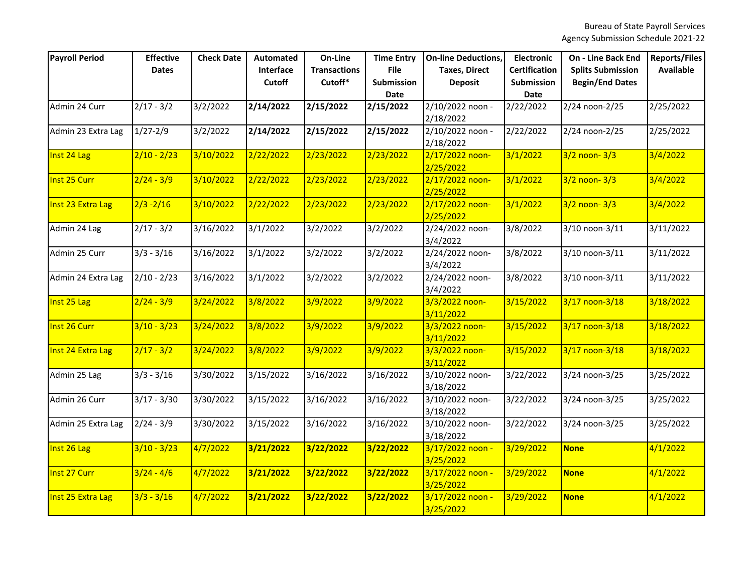Bureau of State Payroll Services
Agency Submission Schedule 2021-22

| Payroll Period | Effective Dates | Check Date | Automated Interface Cutoff | On-Line Transactions Cutoff* | Time Entry File Submission Date | On-line Deductions, Taxes, Direct Deposit | Electronic Certification Submission Date | On - Line Back End Splits Submission Begin/End Dates | Reports/Files Available |
|---|---|---|---|---|---|---|---|---|---|
| Admin 24 Curr | 2/17 - 3/2 | 3/2/2022 | **2/14/2022** | **2/15/2022** | **2/15/2022** | 2/10/2022 noon - 2/18/2022 | 2/22/2022 | 2/24 noon-2/25 | 2/25/2022 |
| Admin 23 Extra Lag | 1/27-2/9 | 3/2/2022 | **2/14/2022** | **2/15/2022** | **2/15/2022** | 2/10/2022 noon - 2/18/2022 | 2/22/2022 | 2/24 noon-2/25 | 2/25/2022 |
| Inst 24 Lag | 2/10 - 2/23 | 3/10/2022 | 2/22/2022 | 2/23/2022 | 2/23/2022 | 2/17/2022 noon-2/25/2022 | 3/1/2022 | 3/2 noon- 3/3 | 3/4/2022 |
| Inst 25 Curr | 2/24 - 3/9 | 3/10/2022 | 2/22/2022 | 2/23/2022 | 2/23/2022 | 2/17/2022 noon-2/25/2022 | 3/1/2022 | 3/2 noon- 3/3 | 3/4/2022 |
| Inst 23 Extra Lag | 2/3 -2/16 | 3/10/2022 | 2/22/2022 | 2/23/2022 | 2/23/2022 | 2/17/2022 noon-2/25/2022 | 3/1/2022 | 3/2 noon- 3/3 | 3/4/2022 |
| Admin 24 Lag | 2/17 - 3/2 | 3/16/2022 | 3/1/2022 | 3/2/2022 | 3/2/2022 | 2/24/2022 noon-3/4/2022 | 3/8/2022 | 3/10 noon-3/11 | 3/11/2022 |
| Admin 25 Curr | 3/3 - 3/16 | 3/16/2022 | 3/1/2022 | 3/2/2022 | 3/2/2022 | 2/24/2022 noon-3/4/2022 | 3/8/2022 | 3/10 noon-3/11 | 3/11/2022 |
| Admin 24 Extra Lag | 2/10 - 2/23 | 3/16/2022 | 3/1/2022 | 3/2/2022 | 3/2/2022 | 2/24/2022 noon-3/4/2022 | 3/8/2022 | 3/10 noon-3/11 | 3/11/2022 |
| Inst 25 Lag | 2/24 - 3/9 | 3/24/2022 | 3/8/2022 | 3/9/2022 | 3/9/2022 | 3/3/2022 noon-3/11/2022 | 3/15/2022 | 3/17 noon-3/18 | 3/18/2022 |
| Inst 26 Curr | 3/10 - 3/23 | 3/24/2022 | 3/8/2022 | 3/9/2022 | 3/9/2022 | 3/3/2022 noon-3/11/2022 | 3/15/2022 | 3/17 noon-3/18 | 3/18/2022 |
| Inst 24 Extra Lag | 2/17 - 3/2 | 3/24/2022 | 3/8/2022 | 3/9/2022 | 3/9/2022 | 3/3/2022 noon-3/11/2022 | 3/15/2022 | 3/17 noon-3/18 | 3/18/2022 |
| Admin 25 Lag | 3/3 - 3/16 | 3/30/2022 | 3/15/2022 | 3/16/2022 | 3/16/2022 | 3/10/2022 noon-3/18/2022 | 3/22/2022 | 3/24 noon-3/25 | 3/25/2022 |
| Admin 26 Curr | 3/17 - 3/30 | 3/30/2022 | 3/15/2022 | 3/16/2022 | 3/16/2022 | 3/10/2022 noon-3/18/2022 | 3/22/2022 | 3/24 noon-3/25 | 3/25/2022 |
| Admin 25 Extra Lag | 2/24 - 3/9 | 3/30/2022 | 3/15/2022 | 3/16/2022 | 3/16/2022 | 3/10/2022 noon-3/18/2022 | 3/22/2022 | 3/24 noon-3/25 | 3/25/2022 |
| Inst 26 Lag | 3/10 - 3/23 | 4/7/2022 | **3/21/2022** | **3/22/2022** | **3/22/2022** | 3/17/2022 noon - 3/25/2022 | 3/29/2022 | **None** | 4/1/2022 |
| Inst 27 Curr | 3/24 - 4/6 | 4/7/2022 | **3/21/2022** | **3/22/2022** | **3/22/2022** | 3/17/2022 noon - 3/25/2022 | 3/29/2022 | **None** | 4/1/2022 |
| Inst 25 Extra Lag | 3/3 - 3/16 | 4/7/2022 | **3/21/2022** | **3/22/2022** | **3/22/2022** | 3/17/2022 noon - 3/25/2022 | 3/29/2022 | **None** | 4/1/2022 |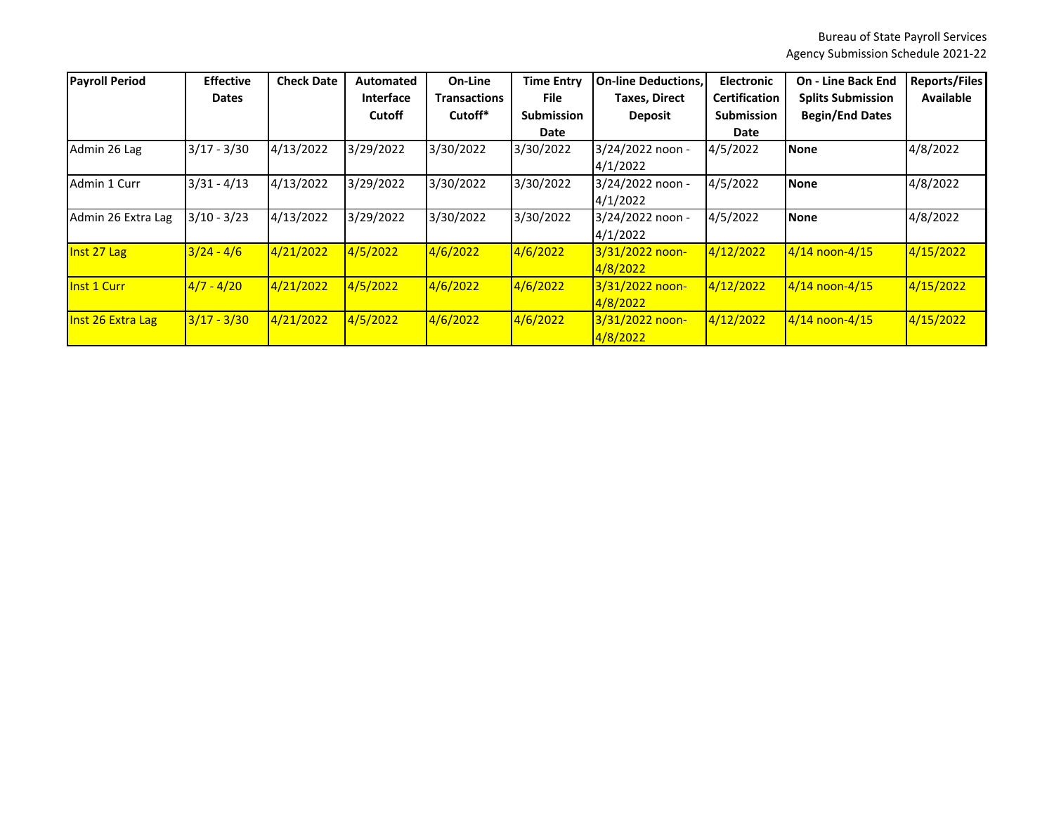Bureau of State Payroll Services
Agency Submission Schedule 2021-22

| Payroll Period | Effective Dates | Check Date | Automated Interface Cutoff | On-Line Transactions Cutoff* | Time Entry File Submission Date | On-line Deductions, Taxes, Direct Deposit | Electronic Certification Submission Date | On - Line Back End Splits Submission Begin/End Dates | Reports/Files Available |
|---|---|---|---|---|---|---|---|---|---|
| Admin 26 Lag | 3/17 - 3/30 | 4/13/2022 | 3/29/2022 | 3/30/2022 | 3/30/2022 | 3/24/2022 noon - 4/1/2022 | 4/5/2022 | **None** | 4/8/2022 |
| Admin 1 Curr | 3/31 - 4/13 | 4/13/2022 | 3/29/2022 | 3/30/2022 | 3/30/2022 | 3/24/2022 noon - 4/1/2022 | 4/5/2022 | **None** | 4/8/2022 |
| Admin 26 Extra Lag | 3/10 - 3/23 | 4/13/2022 | 3/29/2022 | 3/30/2022 | 3/30/2022 | 3/24/2022 noon - 4/1/2022 | 4/5/2022 | **None** | 4/8/2022 |
| Inst 27 Lag | 3/24 - 4/6 | 4/21/2022 | 4/5/2022 | 4/6/2022 | 4/6/2022 | 3/31/2022 noon-4/8/2022 | 4/12/2022 | 4/14 noon-4/15 | 4/15/2022 |
| Inst 1 Curr | 4/7 - 4/20 | 4/21/2022 | 4/5/2022 | 4/6/2022 | 4/6/2022 | 3/31/2022 noon-4/8/2022 | 4/12/2022 | 4/14 noon-4/15 | 4/15/2022 |
| Inst 26 Extra Lag | 3/17 - 3/30 | 4/21/2022 | 4/5/2022 | 4/6/2022 | 4/6/2022 | 3/31/2022 noon-4/8/2022 | 4/12/2022 | 4/14 noon-4/15 | 4/15/2022 |